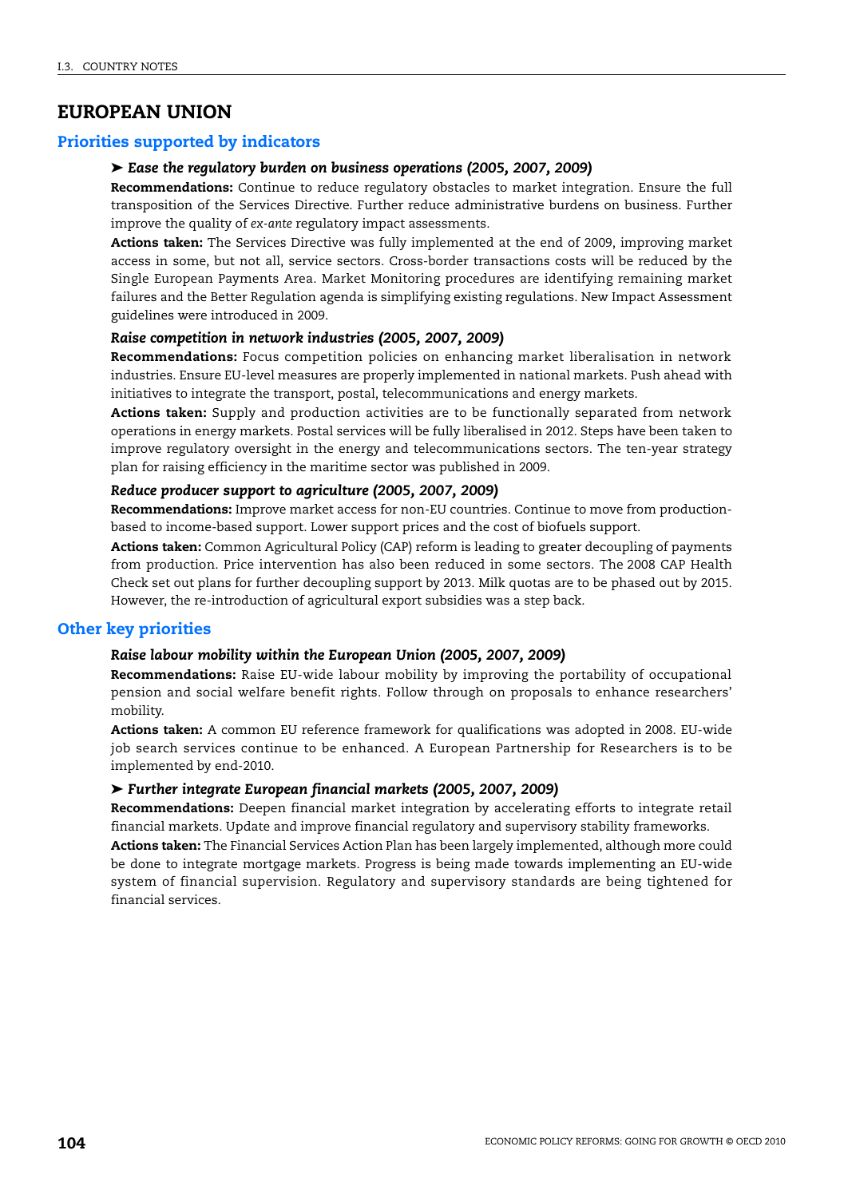# EUROPEAN UNION

## Priorities supported by indicators

### ➤ *Ease the regulatory burden on business operations (2005, 2007, 2009)*

**Recommendations:** Continue to reduce regulatory obstacles to market integration. Ensure the full transposition of the Services Directive. Further reduce administrative burdens on business. Further improve the quality of *ex-ante* regulatory impact assessments.

**Actions taken:** The Services Directive was fully implemented at the end of 2009, improving market access in some, but not all, service sectors. Cross-border transactions costs will be reduced by the Single European Payments Area. Market Monitoring procedures are identifying remaining market failures and the Better Regulation agenda is simplifying existing regulations. New Impact Assessment guidelines were introduced in 2009.

### *Raise competition in network industries (2005, 2007, 2009)*

**Recommendations:** Focus competition policies on enhancing market liberalisation in network industries. Ensure EU-level measures are properly implemented in national markets. Push ahead with initiatives to integrate the transport, postal, telecommunications and energy markets.

**Actions taken:** Supply and production activities are to be functionally separated from network operations in energy markets. Postal services will be fully liberalised in 2012. Steps have been taken to improve regulatory oversight in the energy and telecommunications sectors. The ten-year strategy plan for raising efficiency in the maritime sector was published in 2009.

### *Reduce producer support to agriculture (2005, 2007, 2009)*

**Recommendations:** Improve market access for non-EU countries. Continue to move from production-based to income-based support. Lower support prices and the cost of biofuels support.

**Actions taken:** Common Agricultural Policy (CAP) reform is leading to greater decoupling of payments from production. Price intervention has also been reduced in some sectors. The 2008 CAP Health Check set out plans for further decoupling support by 2013. Milk quotas are to be phased out by 2015. However, the re-introduction of agricultural export subsidies was a step back.

## Other key priorities

### *Raise labour mobility within the European Union (2005, 2007, 2009)*

**Recommendations:** Raise EU-wide labour mobility by improving the portability of occupational pension and social welfare benefit rights. Follow through on proposals to enhance researchers' mobility.

**Actions taken:** A common EU reference framework for qualifications was adopted in 2008. EU-wide job search services continue to be enhanced. A European Partnership for Researchers is to be implemented by end-2010.

### ➤ *Further integrate European financial markets (2005, 2007, 2009)*

**Recommendations:** Deepen financial market integration by accelerating efforts to integrate retail financial markets. Update and improve financial regulatory and supervisory stability frameworks.

**Actions taken:** The Financial Services Action Plan has been largely implemented, although more could be done to integrate mortgage markets. Progress is being made towards implementing an EU-wide system of financial supervision. Regulatory and supervisory standards are being tightened for financial services.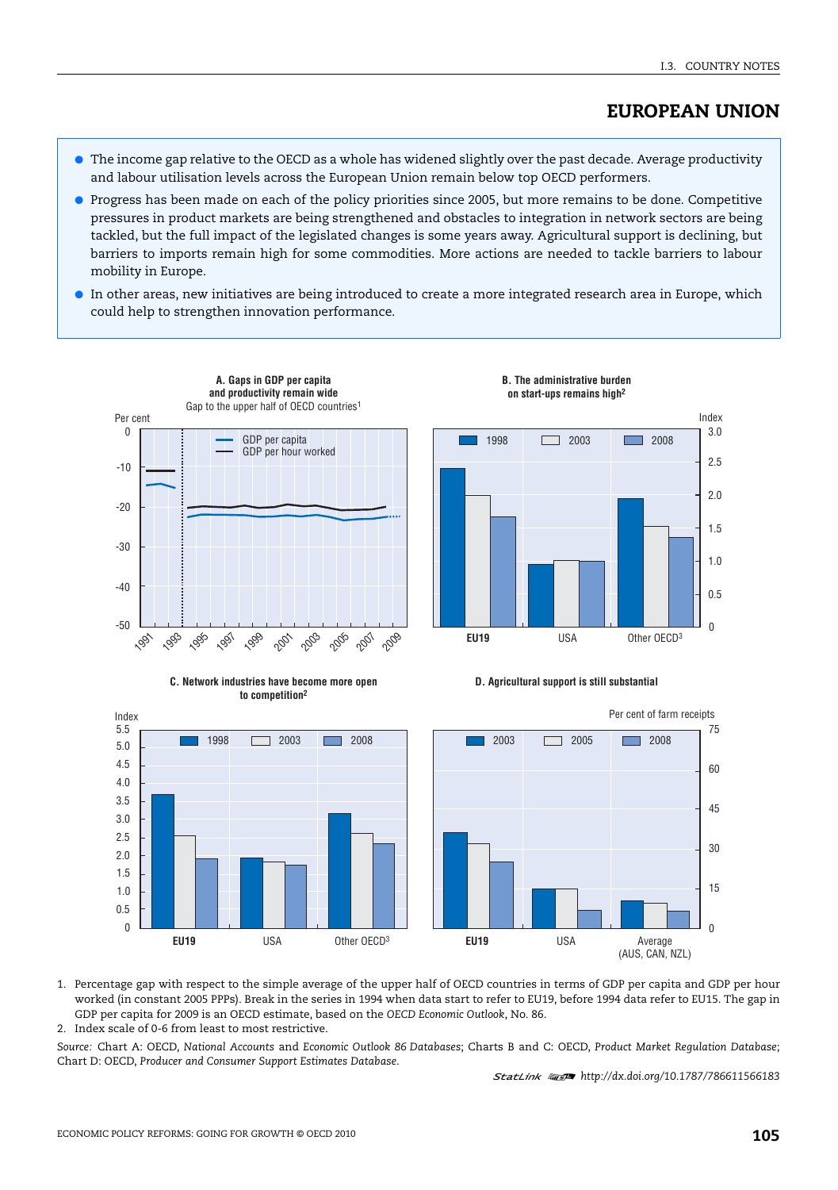# EUROPEAN UNION

- The income gap relative to the OECD as a whole has widened slightly over the past decade. Average productivity and labour utilisation levels across the European Union remain below top OECD performers.
- Progress has been made on each of the policy priorities since 2005, but more remains to be done. Competitive pressures in product markets are being strengthened and obstacles to integration in network sectors are being tackled, but the full impact of the legislated changes is some years away. Agricultural support is declining, but barriers to imports remain high for some commodities. More actions are needed to tackle barriers to labour mobility in Europe.
- In other areas, new initiatives are being introduced to create a more integrated research area in Europe, which could help to strengthen innovation performance.

**A. Gaps in GDP per capita and productivity remain wide**
Gap to the upper half of OECD countries[1]

Per cent
0
-10
-20
-30
-40
-50

GDP per capita
GDP per hour worked

1991 1993 1995 1997 1999 2001 2003 2005 2007 2009

**B. The administrative burden on start-ups remains high[2]**

Index
3.0
2.5
2.0
1.5
1.0
0.5
0

1998 2003 2008

EU19 USA Other OECD[3]

**C. Network industries have become more open to competition[2]**

Index
5.5
5.0
4.5
4.0
3.5
3.0
2.5
2.0
1.5
1.0
0.5
0

1998 2003 2008

EU19 USA Other OECD[3]

**D. Agricultural support is still substantial**

Per cent of farm receipts
75
60
45
30
15
0

2003 2005 2008

EU19 USA Average (AUS, CAN, NZL)

1. Percentage gap with respect to the simple average of the upper half of OECD countries in terms of GDP per capita and GDP per hour worked (in constant 2005 PPPs). Break in the series in 1994 when data start to refer to EU19, before 1994 data refer to EU15. The gap in GDP per capita for 2009 is an OECD estimate, based on the *OECD Economic Outlook*, No. 86.
2. Index scale of 0-6 from least to most restrictive.

*Source:* Chart A: OECD, *National Accounts* and *Economic Outlook 86 Databases*; Charts B and C: OECD, *Product Market Regulation Database*; Chart D: OECD, *Producer and Consumer Support Estimates Database*.

StatLink http://dx.doi.org/10.1787/786611566183